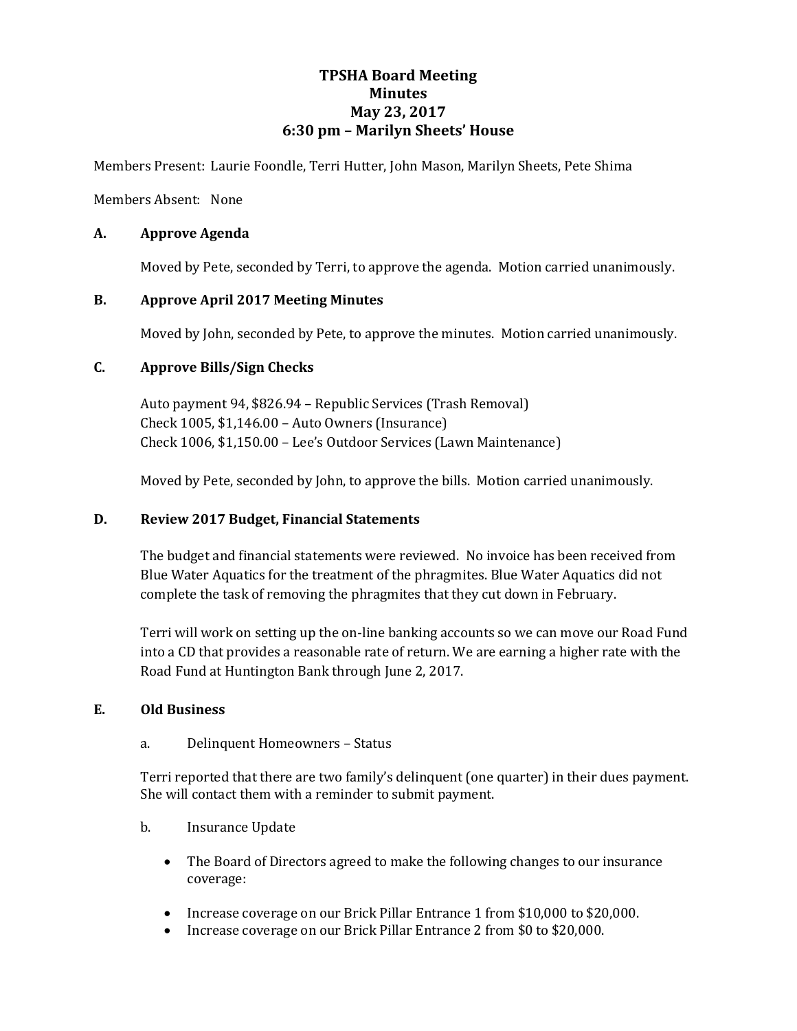# TPSHA Board Meeting
# Minutes
# May 23, 2017
# 6:30 pm – Marilyn Sheets' House

Members Present: Laurie Foondle, Terri Hutter, John Mason, Marilyn Sheets, Pete Shima

Members Absent: None

## A. Approve Agenda

Moved by Pete, seconded by Terri, to approve the agenda. Motion carried unanimously.

## B. Approve April 2017 Meeting Minutes

Moved by John, seconded by Pete, to approve the minutes. Motion carried unanimously.

## C. Approve Bills/Sign Checks

Auto payment 94, $826.94 – Republic Services (Trash Removal)
Check 1005, $1,146.00 – Auto Owners (Insurance)
Check 1006, $1,150.00 – Lee's Outdoor Services (Lawn Maintenance)

Moved by Pete, seconded by John, to approve the bills. Motion carried unanimously.

## D. Review 2017 Budget, Financial Statements

The budget and financial statements were reviewed. No invoice has been received from Blue Water Aquatics for the treatment of the phragmites. Blue Water Aquatics did not complete the task of removing the phragmites that they cut down in February.

Terri will work on setting up the on-line banking accounts so we can move our Road Fund into a CD that provides a reasonable rate of return. We are earning a higher rate with the Road Fund at Huntington Bank through June 2, 2017.

## E. Old Business

a. Delinquent Homeowners – Status

Terri reported that there are two family's delinquent (one quarter) in their dues payment. She will contact them with a reminder to submit payment.

b. Insurance Update

- The Board of Directors agreed to make the following changes to our insurance coverage:
- Increase coverage on our Brick Pillar Entrance 1 from $10,000 to $20,000.
- Increase coverage on our Brick Pillar Entrance 2 from $0 to $20,000.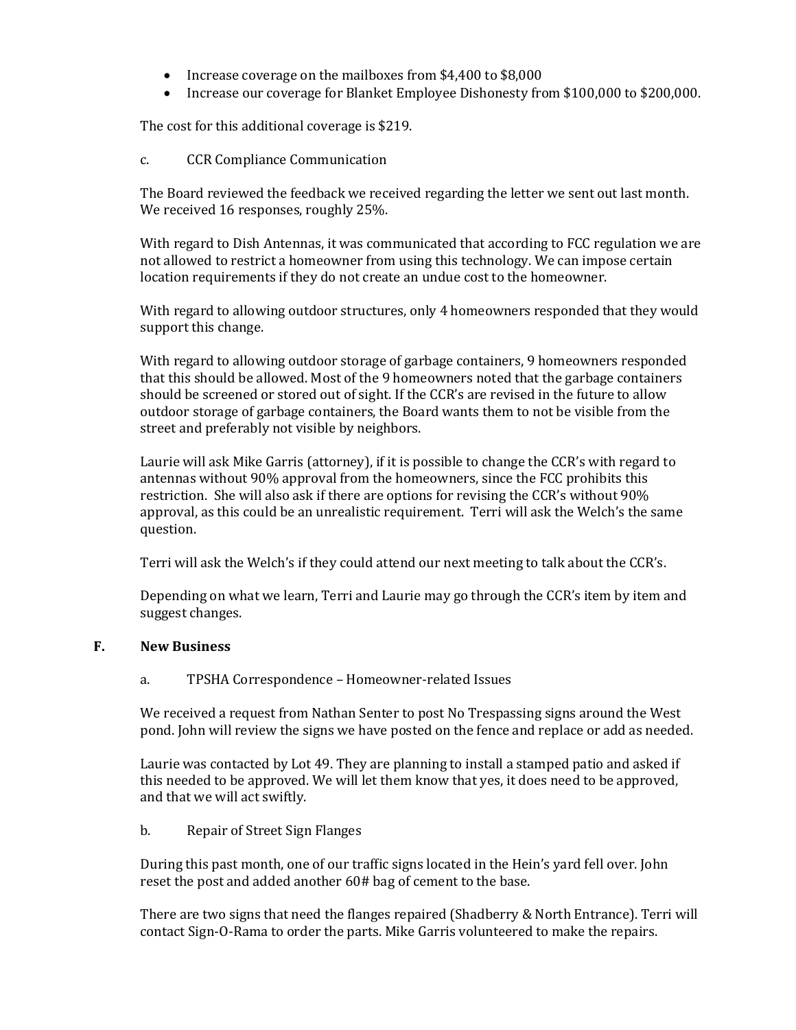- Increase coverage on the mailboxes from $4,400 to $8,000
- Increase our coverage for Blanket Employee Dishonesty from $100,000 to $200,000.

The cost for this additional coverage is $219.

c. CCR Compliance Communication

The Board reviewed the feedback we received regarding the letter we sent out last month. We received 16 responses, roughly 25%.

With regard to Dish Antennas, it was communicated that according to FCC regulation we are not allowed to restrict a homeowner from using this technology. We can impose certain location requirements if they do not create an undue cost to the homeowner.

With regard to allowing outdoor structures, only 4 homeowners responded that they would support this change.

With regard to allowing outdoor storage of garbage containers, 9 homeowners responded that this should be allowed. Most of the 9 homeowners noted that the garbage containers should be screened or stored out of sight. If the CCR's are revised in the future to allow outdoor storage of garbage containers, the Board wants them to not be visible from the street and preferably not visible by neighbors.

Laurie will ask Mike Garris (attorney), if it is possible to change the CCR's with regard to antennas without 90% approval from the homeowners, since the FCC prohibits this restriction. She will also ask if there are options for revising the CCR's without 90% approval, as this could be an unrealistic requirement. Terri will ask the Welch's the same question.

Terri will ask the Welch's if they could attend our next meeting to talk about the CCR's.

Depending on what we learn, Terri and Laurie may go through the CCR's item by item and suggest changes.

## F. New Business

a. TPSHA Correspondence – Homeowner-related Issues

We received a request from Nathan Senter to post No Trespassing signs around the West pond. John will review the signs we have posted on the fence and replace or add as needed.

Laurie was contacted by Lot 49. They are planning to install a stamped patio and asked if this needed to be approved. We will let them know that yes, it does need to be approved, and that we will act swiftly.

b. Repair of Street Sign Flanges

During this past month, one of our traffic signs located in the Hein's yard fell over. John reset the post and added another 60# bag of cement to the base.

There are two signs that need the flanges repaired (Shadberry & North Entrance). Terri will contact Sign-O-Rama to order the parts. Mike Garris volunteered to make the repairs.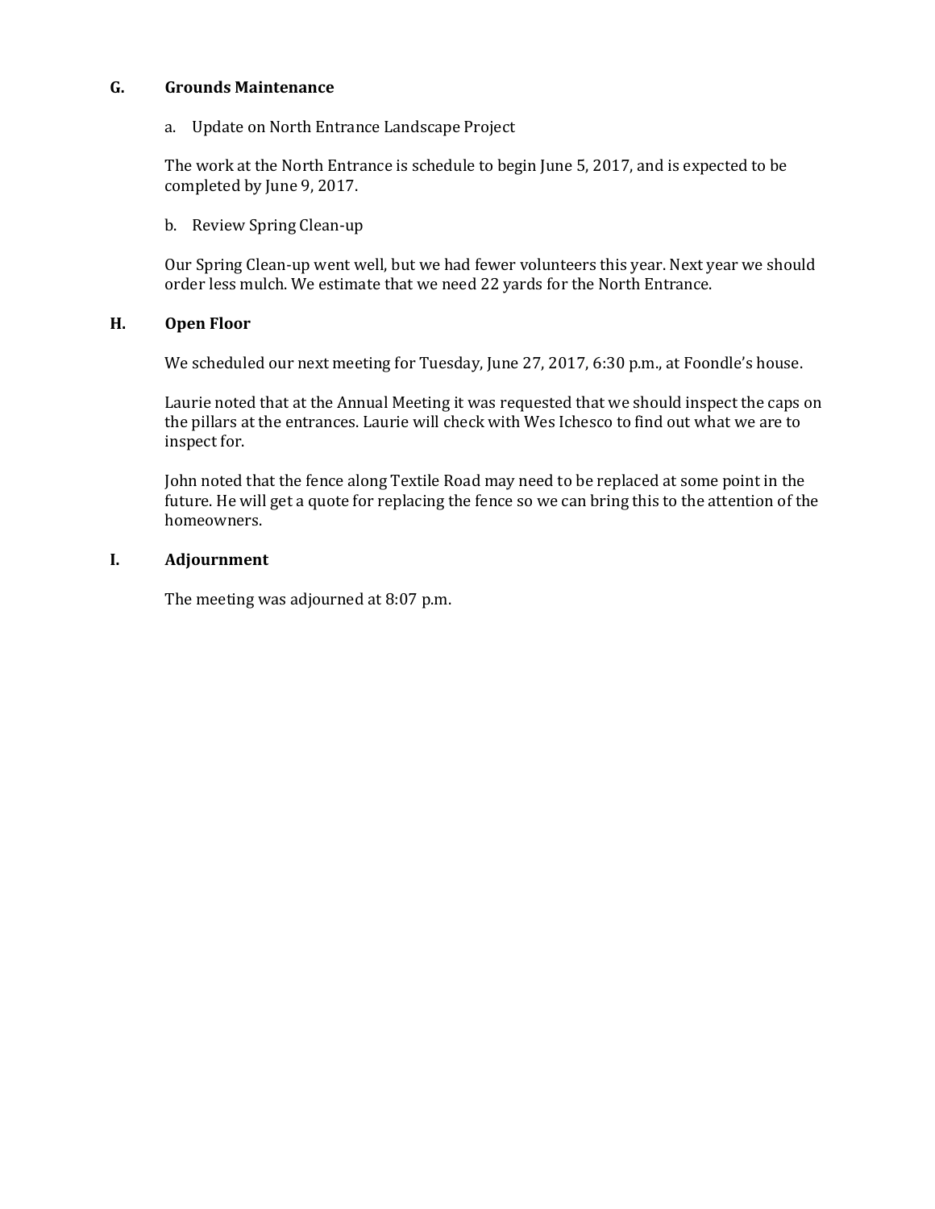## G. Grounds Maintenance

a. Update on North Entrance Landscape Project

The work at the North Entrance is schedule to begin June 5, 2017, and is expected to be completed by June 9, 2017.

b. Review Spring Clean-up

Our Spring Clean-up went well, but we had fewer volunteers this year. Next year we should order less mulch. We estimate that we need 22 yards for the North Entrance.

## H. Open Floor

We scheduled our next meeting for Tuesday, June 27, 2017, 6:30 p.m., at Foondle's house.

Laurie noted that at the Annual Meeting it was requested that we should inspect the caps on the pillars at the entrances. Laurie will check with Wes Ichesco to find out what we are to inspect for.

John noted that the fence along Textile Road may need to be replaced at some point in the future. He will get a quote for replacing the fence so we can bring this to the attention of the homeowners.

## I. Adjournment

The meeting was adjourned at 8:07 p.m.